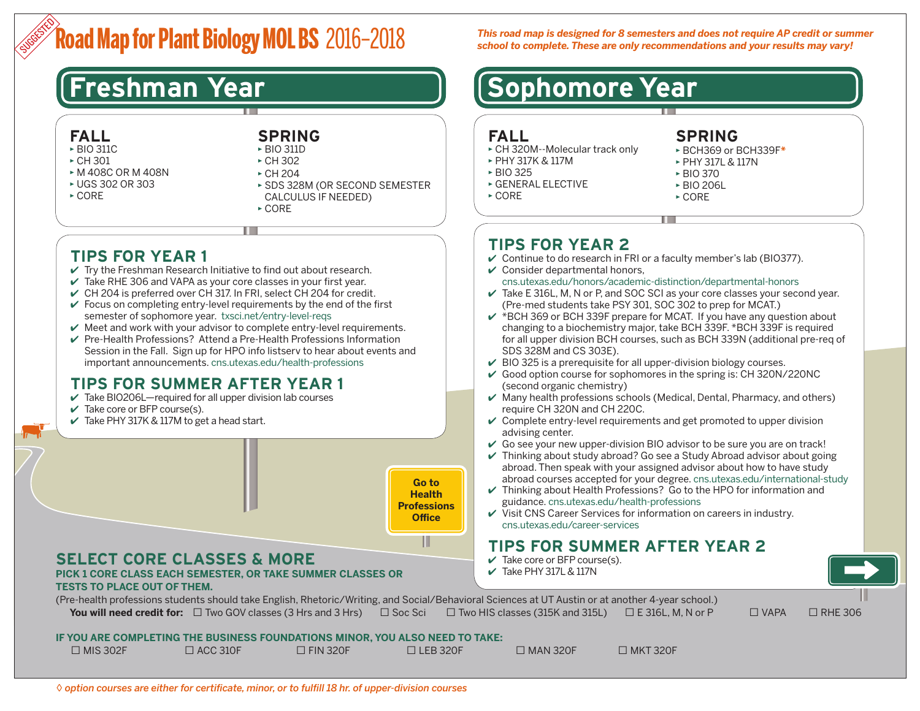SUGGESTED

# Road Map for Plant Biology MOL BS 2016–2018

*This road map is designed for 8 semesters and does not require AP credit or summer school to complete. These are only recommendations and your results may vary!*

## Freshman Year

### FALL
- BIO 311C
- CH 301
- M 408C OR M 408N
- UGS 302 OR 303
- CORE

### SPRING
- BIO 311D
- CH 302
- CH 204
- SDS 328M (OR SECOND SEMESTER CALCULUS IF NEEDED)
- CORE

### TIPS FOR YEAR 1
- ✔ Try the Freshman Research Initiative to find out about research.
- ✔ Take RHE 306 and VAPA as your core classes in your first year.
- ✔ CH 204 is preferred over CH 317. In FRI, select CH 204 for credit.
- ✔ Focus on completing entry-level requirements by the end of the first semester of sophomore year. txsci.net/entry-level-reqs
- ✔ Meet and work with your advisor to complete entry-level requirements.
- ✔ Pre-Health Professions? Attend a Pre-Health Professions Information Session in the Fall. Sign up for HPO info listserv to hear about events and important announcements. cns.utexas.edu/health-professions

### TIPS FOR SUMMER AFTER YEAR 1
- ✔ Take BIO206L—required for all upper division lab courses
- ✔ Take core or BFP course(s).
- ✔ Take PHY 317K & 117M to get a head start.

**Go to Health Professions Office**

## Sophomore Year

### FALL
- CH 320M--Molecular track only
- PHY 317K & 117M
- BIO 325
- GENERAL ELECTIVE
- CORE

### SPRING
- BCH369 or BCH339F*
- PHY 317L & 117N
- BIO 370
- BIO 206L
- CORE

### TIPS FOR YEAR 2
- ✔ Continue to do research in FRI or a faculty member's lab (BIO377).
- ✔ Consider departmental honors, cns.utexas.edu/honors/academic-distinction/departmental-honors
- ✔ Take E 316L, M, N or P, and SOC SCI as your core classes your second year. (Pre-med students take PSY 301, SOC 302 to prep for MCAT.)
- ✔ *BCH 369 or BCH 339F prepare for MCAT. If you have any question about changing to a biochemistry major, take BCH 339F. *BCH 339F is required for all upper division BCH courses, such as BCH 339N (additional pre-req of SDS 328M and CS 303E).
- ✔ BIO 325 is a prerequisite for all upper-division biology courses.
- ✔ Good option course for sophomores in the spring is: CH 320N/220NC (second organic chemistry)
- ✔ Many health professions schools (Medical, Dental, Pharmacy, and others) require CH 320N and CH 220C.
- ✔ Complete entry-level requirements and get promoted to upper division advising center.
- ✔ Go see your new upper-division BIO advisor to be sure you are on track!
- ✔ Thinking about study abroad? Go see a Study Abroad advisor about going abroad. Then speak with your assigned advisor about how to have study abroad courses accepted for your degree. cns.utexas.edu/international-study
- ✔ Thinking about Health Professions? Go to the HPO for information and guidance. cns.utexas.edu/health-professions
- ✔ Visit CNS Career Services for information on careers in industry. cns.utexas.edu/career-services

### TIPS FOR SUMMER AFTER YEAR 2
- ✔ Take core or BFP course(s).
- ✔ Take PHY 317L & 117N

## SELECT CORE CLASSES & MORE

**PICK 1 CORE CLASS EACH SEMESTER, OR TAKE SUMMER CLASSES OR TESTS TO PLACE OUT OF THEM.**

(Pre-health professions students should take English, Rhetoric/Writing, and Social/Behavioral Sciences at UT Austin or at another 4-year school.)

**You will need credit for:** ☐ Two GOV classes (3 Hrs and 3 Hrs) ☐ Soc Sci ☐ Two HIS classes (315K and 315L) ☐ E 316L, M, N or P ☐ VAPA ☐ RHE 306

**IF YOU ARE COMPLETING THE BUSINESS FOUNDATIONS MINOR, YOU ALSO NEED TO TAKE:**

☐ MIS 302F ☐ ACC 310F ☐ FIN 320F ☐ LEB 320F ☐ MAN 320F ☐ MKT 320F

*◊ option courses are either for certificate, minor, or to fulfill 18 hr. of upper-division courses*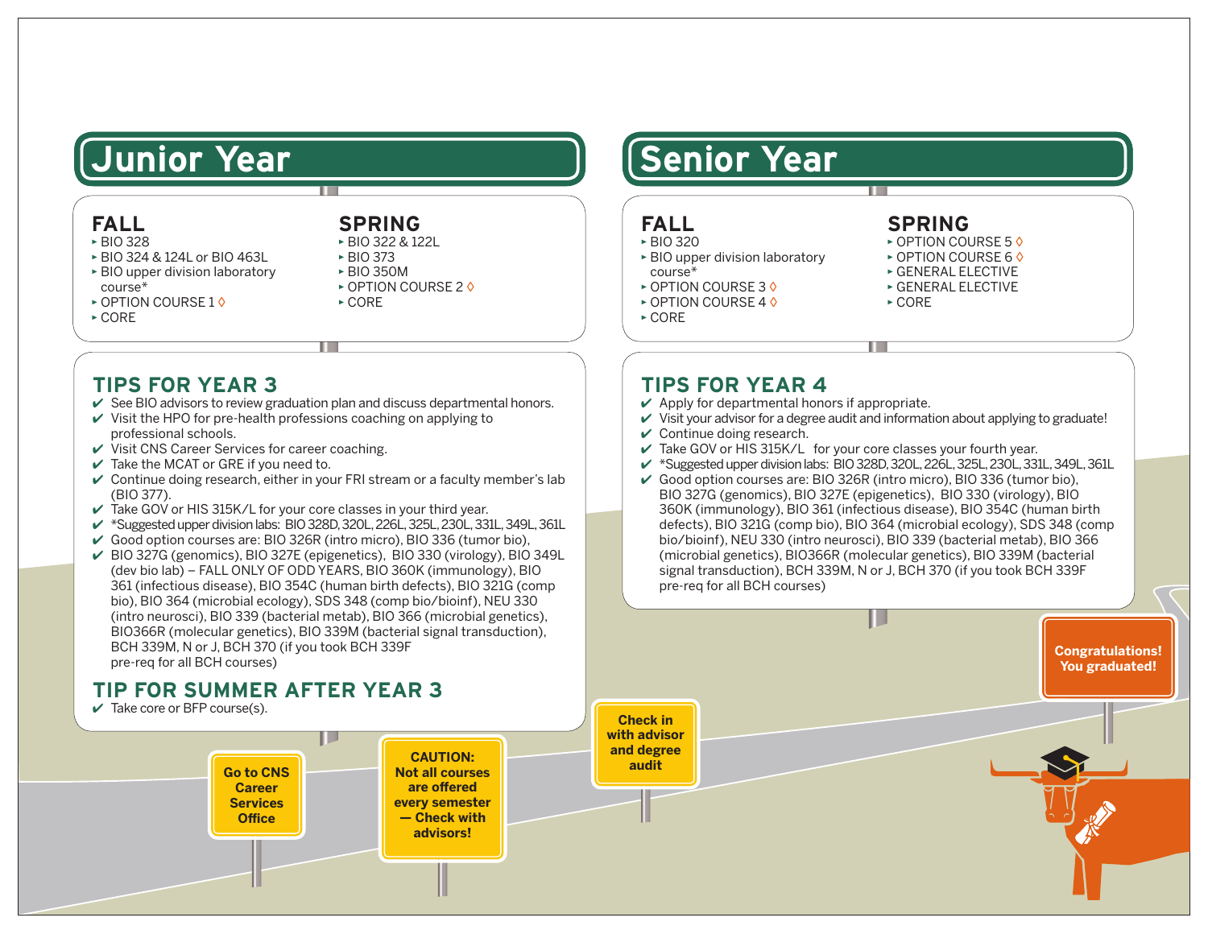# Junior Year

## FALL
- BIO 328
- BIO 324 & 124L or BIO 463L
- BIO upper division laboratory course*
- OPTION COURSE 1 ◊
- CORE

## SPRING
- BIO 322 & 122L
- BIO 373
- BIO 350M
- OPTION COURSE 2 ◊
- CORE

## TIPS FOR YEAR 3
- ✔ See BIO advisors to review graduation plan and discuss departmental honors.
- ✔ Visit the HPO for pre-health professions coaching on applying to professional schools.
- ✔ Visit CNS Career Services for career coaching.
- ✔ Take the MCAT or GRE if you need to.
- ✔ Continue doing research, either in your FRI stream or a faculty member's lab (BIO 377).
- ✔ Take GOV or HIS 315K/L for your core classes in your third year.
- ✔ *Suggested upper division labs: BIO 328D, 320L, 226L, 325L, 230L, 331L, 349L, 361L
- ✔ Good option courses are: BIO 326R (intro micro), BIO 336 (tumor bio),
- ✔ BIO 327G (genomics), BIO 327E (epigenetics), BIO 330 (virology), BIO 349L (dev bio lab) – FALL ONLY OF ODD YEARS, BIO 360K (immunology), BIO 361 (infectious disease), BIO 354C (human birth defects), BIO 321G (comp bio), BIO 364 (microbial ecology), SDS 348 (comp bio/bioinf), NEU 330 (intro neurosci), BIO 339 (bacterial metab), BIO 366 (microbial genetics), BIO366R (molecular genetics), BIO 339M (bacterial signal transduction), BCH 339M, N or J, BCH 370 (if you took BCH 339F pre-req for all BCH courses)

## TIP FOR SUMMER AFTER YEAR 3
- ✔ Take core or BFP course(s).

Go to CNS Career Services Office

CAUTION: Not all courses are offered every semester — Check with advisors!

# Senior Year

## FALL
- BIO 320
- BIO upper division laboratory course*
- OPTION COURSE 3 ◊
- OPTION COURSE 4 ◊
- CORE

## SPRING
- OPTION COURSE 5 ◊
- OPTION COURSE 6 ◊
- GENERAL ELECTIVE
- GENERAL ELECTIVE
- CORE

## TIPS FOR YEAR 4
- ✔ Apply for departmental honors if appropriate.
- ✔ Visit your advisor for a degree audit and information about applying to graduate!
- ✔ Continue doing research.
- ✔ Take GOV or HIS 315K/L for your core classes your fourth year.
- ✔ *Suggested upper division labs: BIO 328D, 320L, 226L, 325L, 230L, 331L, 349L, 361L
- ✔ Good option courses are: BIO 326R (intro micro), BIO 336 (tumor bio), BIO 327G (genomics), BIO 327E (epigenetics), BIO 330 (virology), BIO 360K (immunology), BIO 361 (infectious disease), BIO 354C (human birth defects), BIO 321G (comp bio), BIO 364 (microbial ecology), SDS 348 (comp bio/bioinf), NEU 330 (intro neurosci), BIO 339 (bacterial metab), BIO 366 (microbial genetics), BIO366R (molecular genetics), BIO 339M (bacterial signal transduction), BCH 339M, N or J, BCH 370 (if you took BCH 339F pre-req for all BCH courses)

Check in with advisor and degree audit

Congratulations! You graduated!